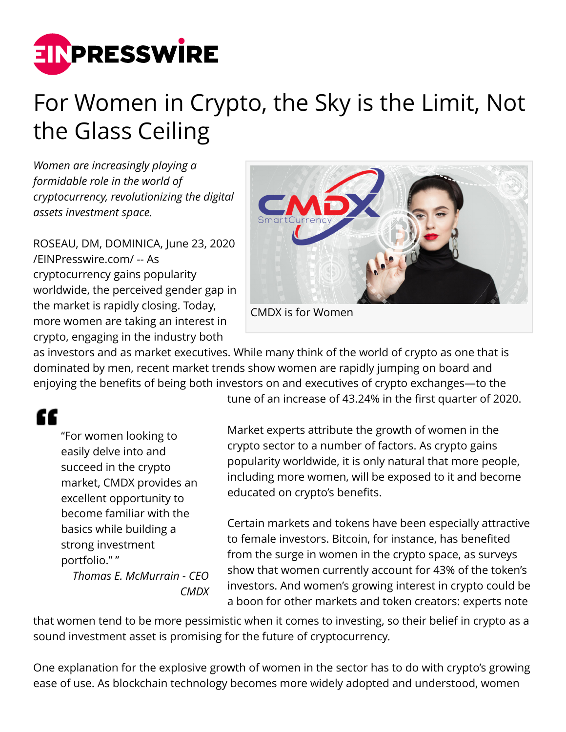# For Women in Crypto, the Sky is the Limit, Not the Glass Ceiling

*Women are increasingly playing a formidable role in the world of cryptocurrency, revolutionizing the digital assets investment space.*

CMDX is for Women

ROSEAU, DM, DOMINICA, June 23, 2020 /EINPresswire.com/ -- As cryptocurrency gains popularity worldwide, the perceived gender gap in the market is rapidly closing. Today, more women are taking an interest in crypto, engaging in the industry both as investors and as market executives. While many think of the world of crypto as one that is dominated by men, recent market trends show women are rapidly jumping on board and enjoying the benefits of being both investors on and executives of crypto exchanges—to the tune of an increase of 43.24% in the first quarter of 2020.

> "For women looking to easily delve into and succeed in the crypto market, CMDX provides an excellent opportunity to become familiar with the basics while building a strong investment portfolio." "
>
> *Thomas E. McMurrain - CEO CMDX*

Market experts attribute the growth of women in the crypto sector to a number of factors. As crypto gains popularity worldwide, it is only natural that more people, including more women, will be exposed to it and become educated on crypto's benefits.

Certain markets and tokens have been especially attractive to female investors. Bitcoin, for instance, has benefited from the surge in women in the crypto space, as surveys show that women currently account for 43% of the token's investors. And women's growing interest in crypto could be a boon for other markets and token creators: experts note that women tend to be more pessimistic when it comes to investing, so their belief in crypto as a sound investment asset is promising for the future of cryptocurrency.

One explanation for the explosive growth of women in the sector has to do with crypto's growing ease of use. As blockchain technology becomes more widely adopted and understood, women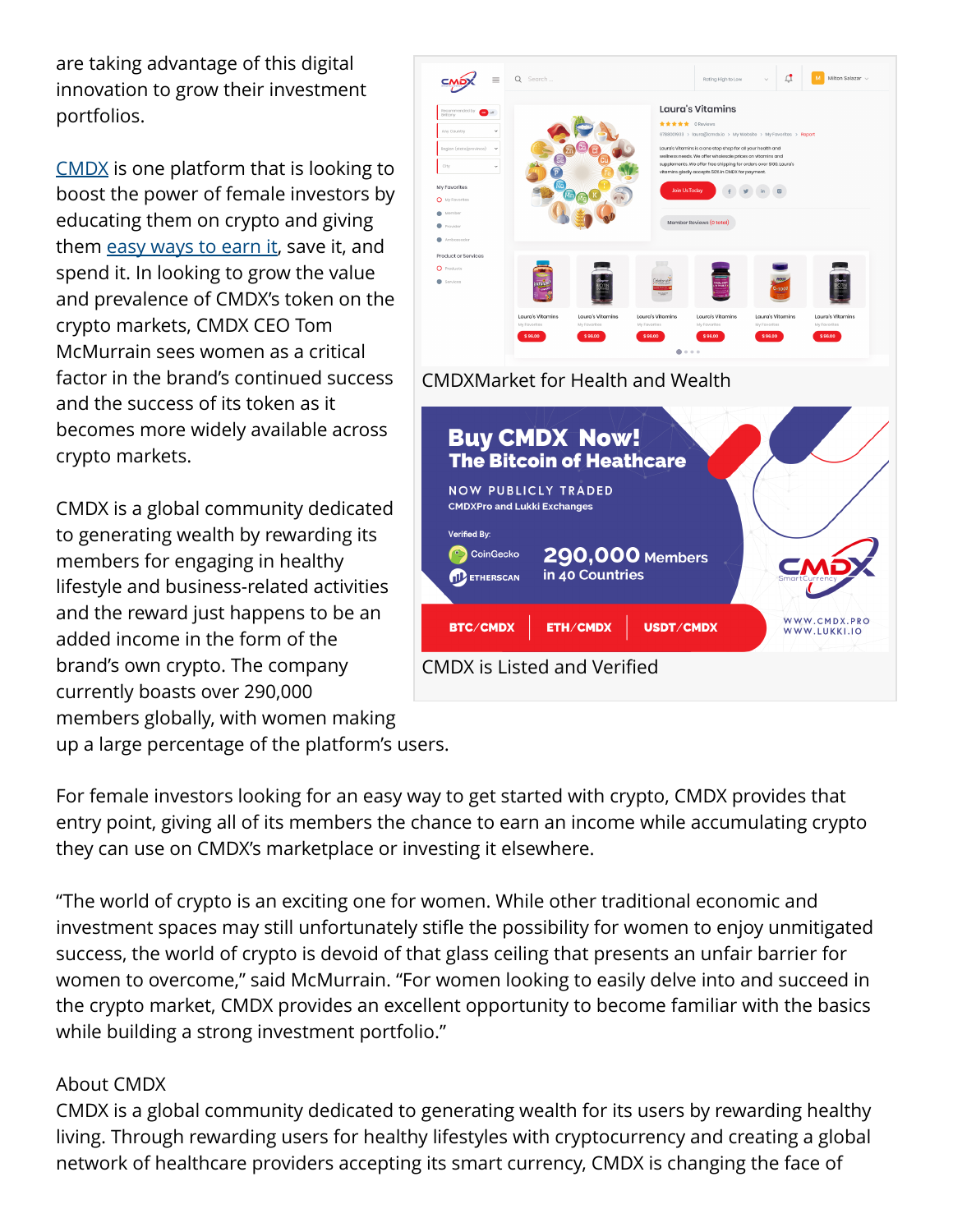are taking advantage of this digital innovation to grow their investment portfolios.

CMDX is one platform that is looking to boost the power of female investors by educating them on crypto and giving them easy ways to earn it, save it, and spend it. In looking to grow the value and prevalence of CMDX's token on the crypto markets, CMDX CEO Tom McMurrain sees women as a critical factor in the brand's continued success and the success of its token as it becomes more widely available across crypto markets.

CMDXMarket for Health and Wealth

CMDX is Listed and Verified

CMDX is a global community dedicated to generating wealth by rewarding its members for engaging in healthy lifestyle and business-related activities and the reward just happens to be an added income in the form of the brand's own crypto. The company currently boasts over 290,000 members globally, with women making up a large percentage of the platform's users.

For female investors looking for an easy way to get started with crypto, CMDX provides that entry point, giving all of its members the chance to earn an income while accumulating crypto they can use on CMDX's marketplace or investing it elsewhere.

"The world of crypto is an exciting one for women. While other traditional economic and investment spaces may still unfortunately stifle the possibility for women to enjoy unmitigated success, the world of crypto is devoid of that glass ceiling that presents an unfair barrier for women to overcome," said McMurrain. "For women looking to easily delve into and succeed in the crypto market, CMDX provides an excellent opportunity to become familiar with the basics while building a strong investment portfolio."

About CMDX

CMDX is a global community dedicated to generating wealth for its users by rewarding healthy living. Through rewarding users for healthy lifestyles with cryptocurrency and creating a global network of healthcare providers accepting its smart currency, CMDX is changing the face of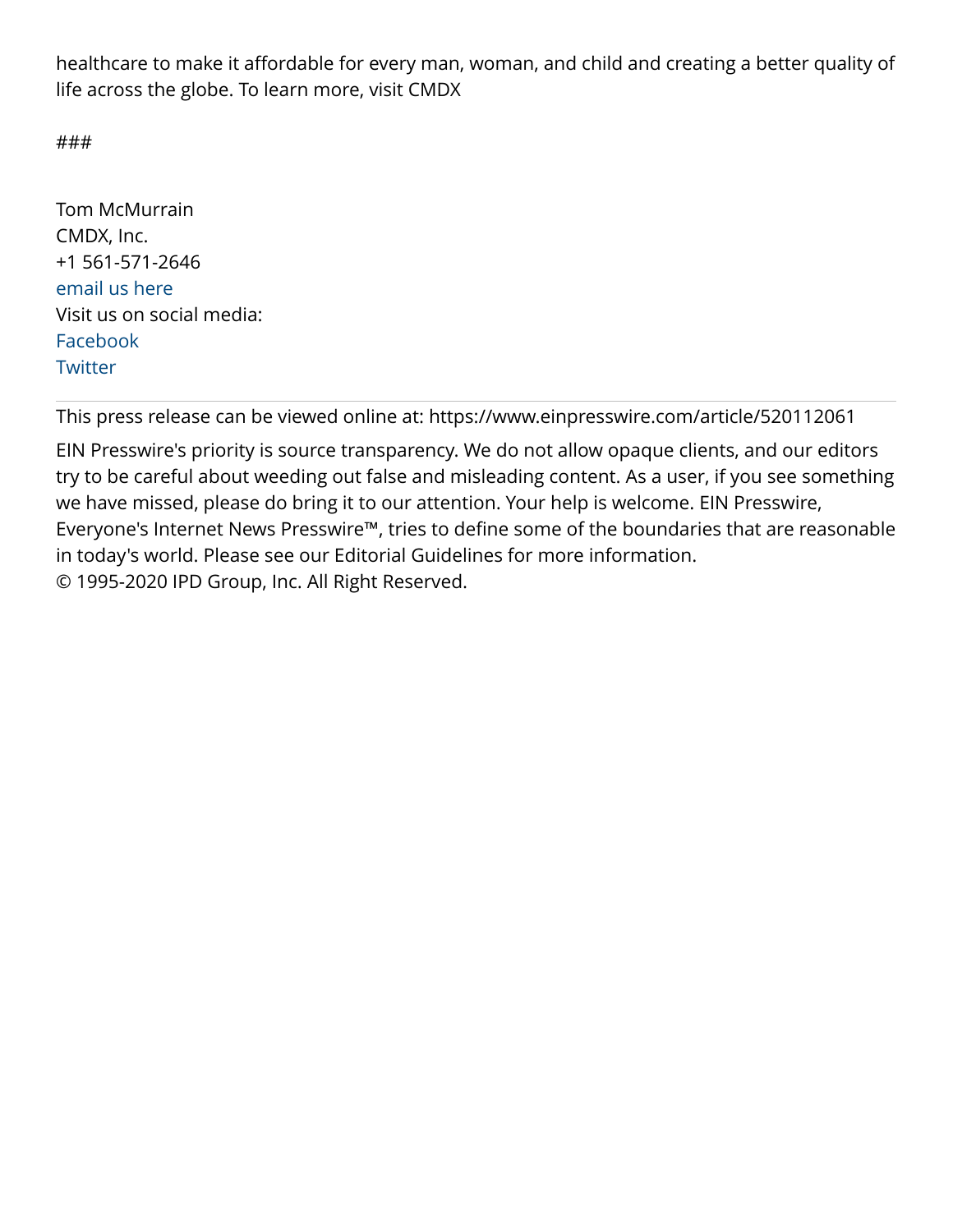healthcare to make it affordable for every man, woman, and child and creating a better quality of life across the globe. To learn more, visit CMDX

###

Tom McMurrain
CMDX, Inc.
+1 561-571-2646
email us here
Visit us on social media:
Facebook
Twitter

---

This press release can be viewed online at: https://www.einpresswire.com/article/520112061

EIN Presswire's priority is source transparency. We do not allow opaque clients, and our editors try to be careful about weeding out false and misleading content. As a user, if you see something we have missed, please do bring it to our attention. Your help is welcome. EIN Presswire, Everyone's Internet News Presswire™, tries to define some of the boundaries that are reasonable in today's world. Please see our Editorial Guidelines for more information.
© 1995-2020 IPD Group, Inc. All Right Reserved.